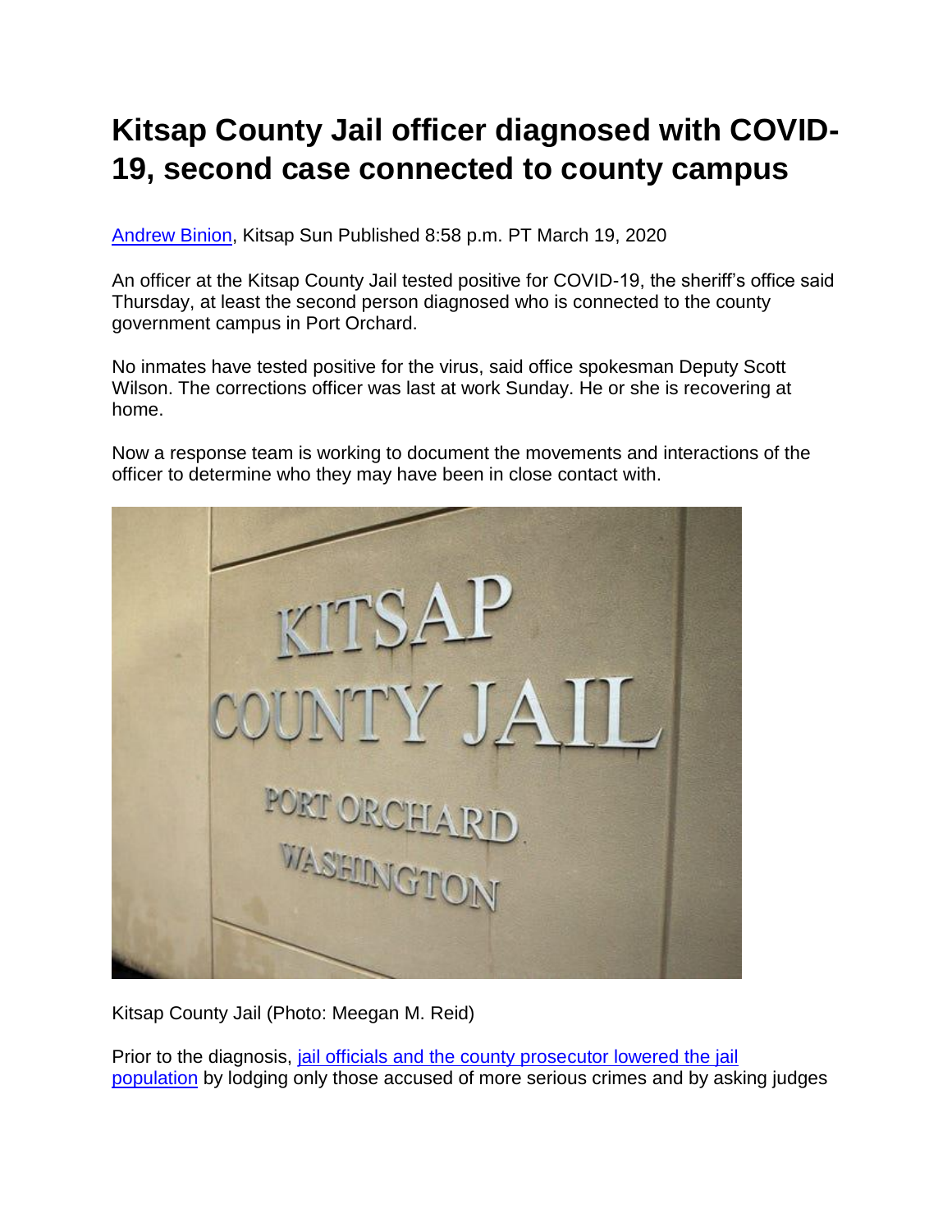# Kitsap County Jail officer diagnosed with COVID-19, second case connected to county campus

[Andrew Binion](), Kitsap Sun Published 8:58 p.m. PT March 19, 2020

An officer at the Kitsap County Jail tested positive for COVID-19, the sheriff's office said Thursday, at least the second person diagnosed who is connected to the county government campus in Port Orchard.

No inmates have tested positive for the virus, said office spokesman Deputy Scott Wilson. The corrections officer was last at work Sunday. He or she is recovering at home.

Now a response team is working to document the movements and interactions of the officer to determine who they may have been in close contact with.

Kitsap County Jail (Photo: Meegan M. Reid)

Prior to the diagnosis, [jail officials and the county prosecutor lowered the jail population]() by lodging only those accused of more serious crimes and by asking judges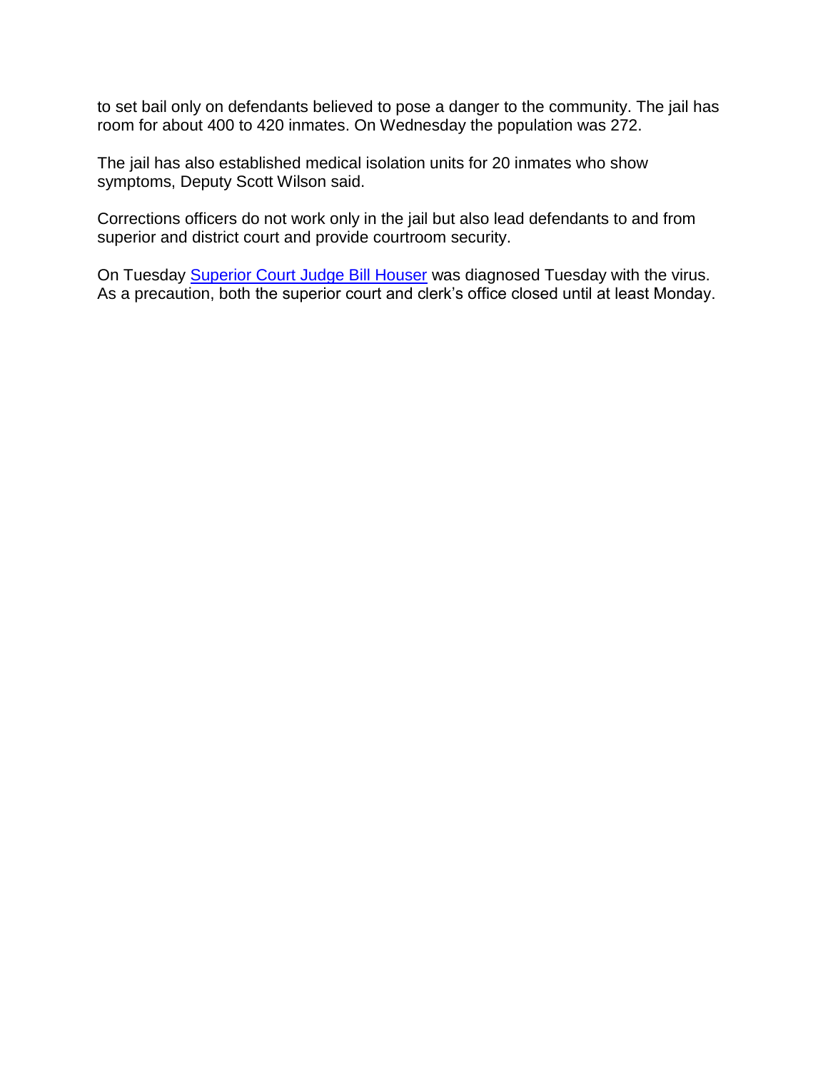to set bail only on defendants believed to pose a danger to the community. The jail has room for about 400 to 420 inmates. On Wednesday the population was 272.

The jail has also established medical isolation units for 20 inmates who show symptoms, Deputy Scott Wilson said.

Corrections officers do not work only in the jail but also lead defendants to and from superior and district court and provide courtroom security.

On Tuesday Superior Court Judge Bill Houser was diagnosed Tuesday with the virus. As a precaution, both the superior court and clerk's office closed until at least Monday.